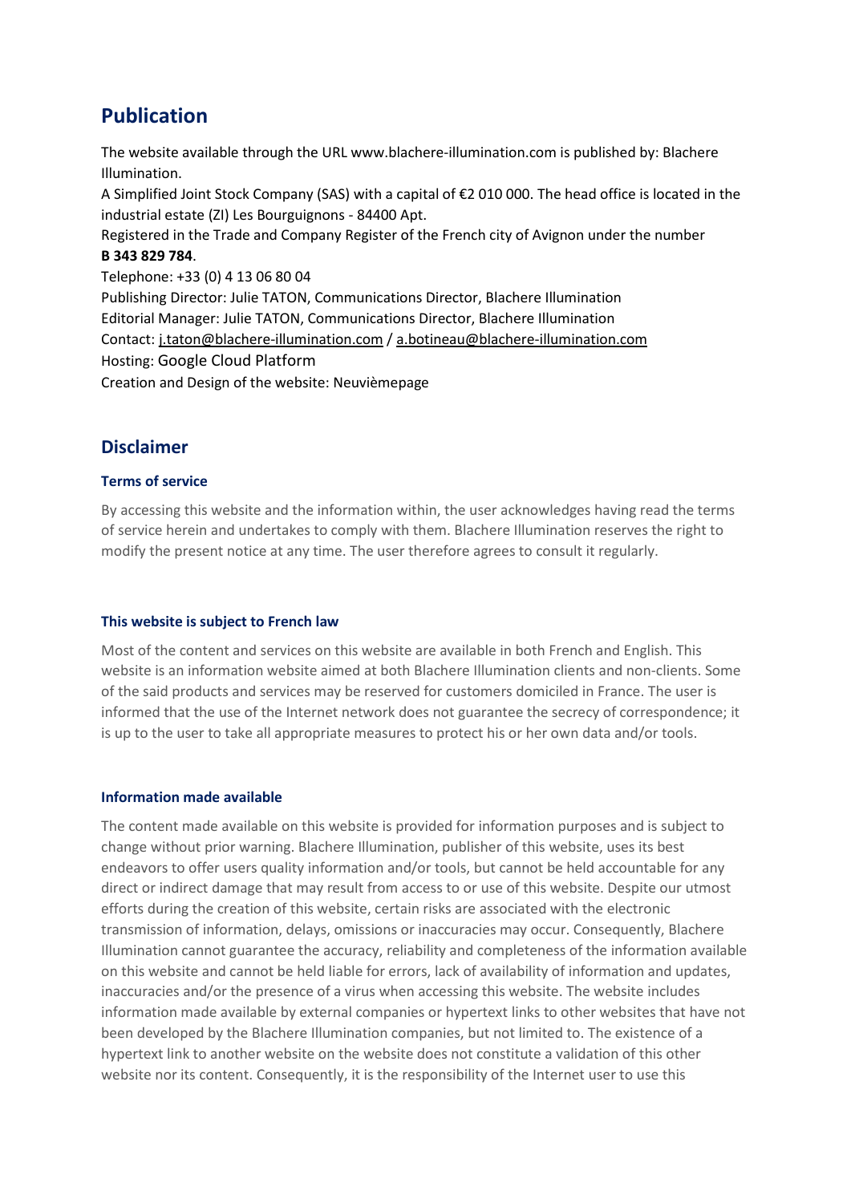## Publication

The website available through the URL www.blachere-illumination.com is published by: Blachere Illumination.
A Simplified Joint Stock Company (SAS) with a capital of €2 010 000. The head office is located in the industrial estate (ZI) Les Bourguignons - 84400 Apt.
Registered in the Trade and Company Register of the French city of Avignon under the number **B 343 829 784**.
Telephone: +33 (0) 4 13 06 80 04
Publishing Director: Julie TATON, Communications Director, Blachere Illumination
Editorial Manager: Julie TATON, Communications Director, Blachere Illumination
Contact: j.taton@blachere-illumination.com / a.botineau@blachere-illumination.com
Hosting: Google Cloud Platform
Creation and Design of the website: Neuvièmepage

## Disclaimer

### Terms of service

By accessing this website and the information within, the user acknowledges having read the terms of service herein and undertakes to comply with them. Blachere Illumination reserves the right to modify the present notice at any time. The user therefore agrees to consult it regularly.

### This website is subject to French law

Most of the content and services on this website are available in both French and English. This website is an information website aimed at both Blachere Illumination clients and non-clients. Some of the said products and services may be reserved for customers domiciled in France. The user is informed that the use of the Internet network does not guarantee the secrecy of correspondence; it is up to the user to take all appropriate measures to protect his or her own data and/or tools.

### Information made available

The content made available on this website is provided for information purposes and is subject to change without prior warning. Blachere Illumination, publisher of this website, uses its best endeavors to offer users quality information and/or tools, but cannot be held accountable for any direct or indirect damage that may result from access to or use of this website. Despite our utmost efforts during the creation of this website, certain risks are associated with the electronic transmission of information, delays, omissions or inaccuracies may occur. Consequently, Blachere Illumination cannot guarantee the accuracy, reliability and completeness of the information available on this website and cannot be held liable for errors, lack of availability of information and updates, inaccuracies and/or the presence of a virus when accessing this website. The website includes information made available by external companies or hypertext links to other websites that have not been developed by the Blachere Illumination companies, but not limited to. The existence of a hypertext link to another website on the website does not constitute a validation of this other website nor its content. Consequently, it is the responsibility of the Internet user to use this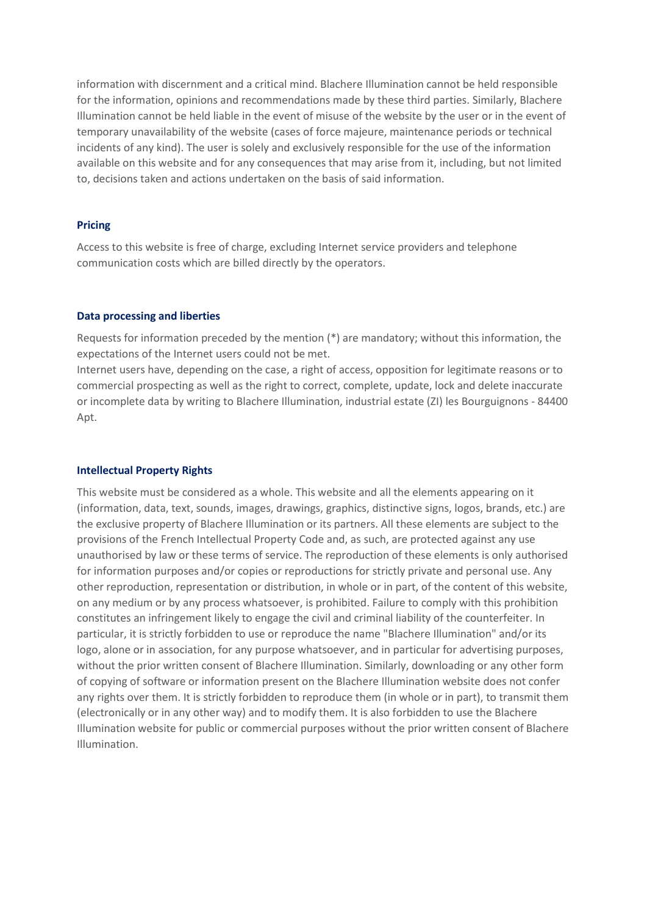information with discernment and a critical mind. Blachere Illumination cannot be held responsible for the information, opinions and recommendations made by these third parties. Similarly, Blachere Illumination cannot be held liable in the event of misuse of the website by the user or in the event of temporary unavailability of the website (cases of force majeure, maintenance periods or technical incidents of any kind). The user is solely and exclusively responsible for the use of the information available on this website and for any consequences that may arise from it, including, but not limited to, decisions taken and actions undertaken on the basis of said information.

### Pricing

Access to this website is free of charge, excluding Internet service providers and telephone communication costs which are billed directly by the operators.

### Data processing and liberties

Requests for information preceded by the mention (*) are mandatory; without this information, the expectations of the Internet users could not be met.
Internet users have, depending on the case, a right of access, opposition for legitimate reasons or to commercial prospecting as well as the right to correct, complete, update, lock and delete inaccurate or incomplete data by writing to Blachere Illumination, industrial estate (ZI) les Bourguignons - 84400 Apt.

### Intellectual Property Rights

This website must be considered as a whole. This website and all the elements appearing on it (information, data, text, sounds, images, drawings, graphics, distinctive signs, logos, brands, etc.) are the exclusive property of Blachere Illumination or its partners. All these elements are subject to the provisions of the French Intellectual Property Code and, as such, are protected against any use unauthorised by law or these terms of service. The reproduction of these elements is only authorised for information purposes and/or copies or reproductions for strictly private and personal use. Any other reproduction, representation or distribution, in whole or in part, of the content of this website, on any medium or by any process whatsoever, is prohibited. Failure to comply with this prohibition constitutes an infringement likely to engage the civil and criminal liability of the counterfeiter. In particular, it is strictly forbidden to use or reproduce the name "Blachere Illumination" and/or its logo, alone or in association, for any purpose whatsoever, and in particular for advertising purposes, without the prior written consent of Blachere Illumination. Similarly, downloading or any other form of copying of software or information present on the Blachere Illumination website does not confer any rights over them. It is strictly forbidden to reproduce them (in whole or in part), to transmit them (electronically or in any other way) and to modify them. It is also forbidden to use the Blachere Illumination website for public or commercial purposes without the prior written consent of Blachere Illumination.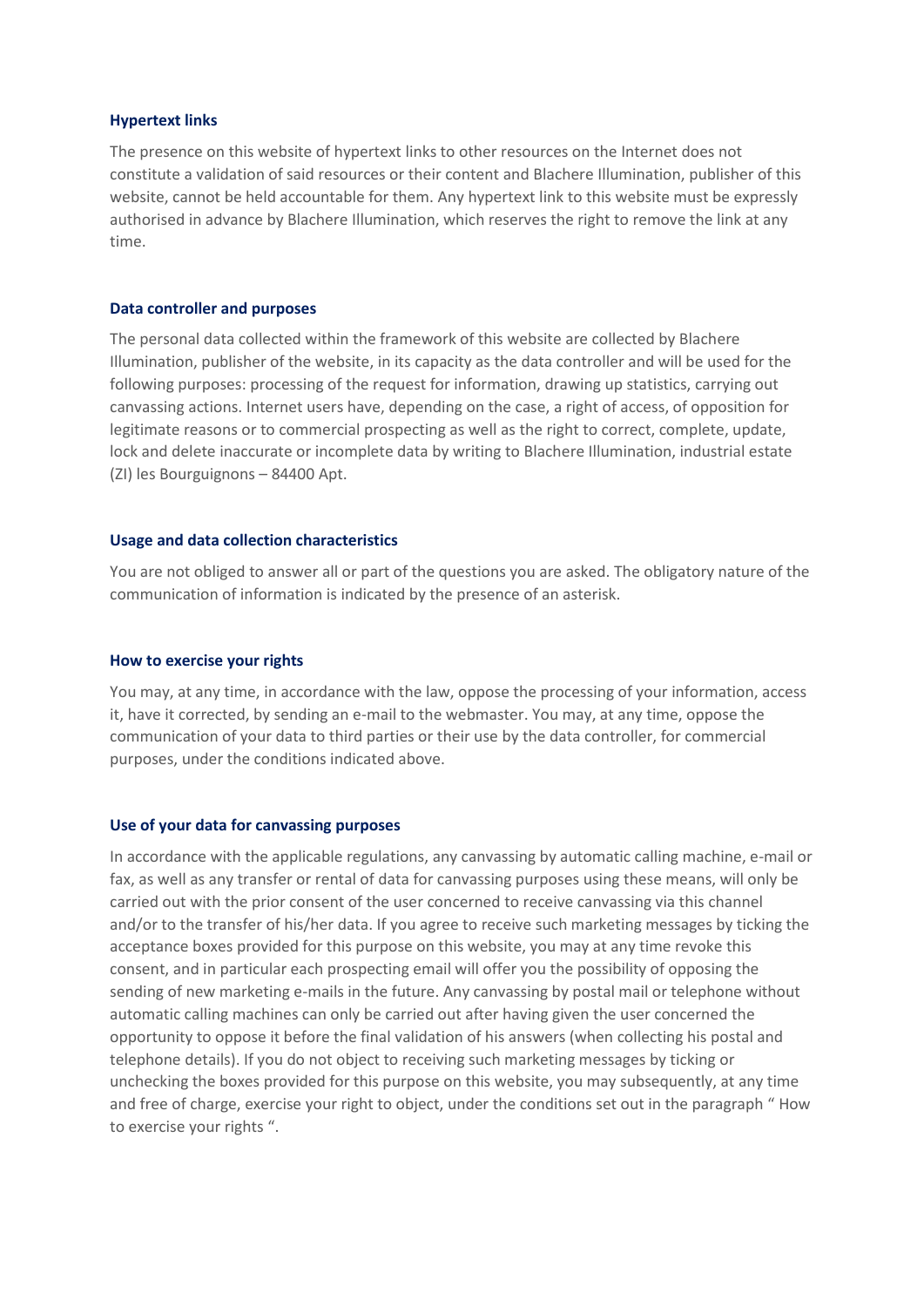### Hypertext links

The presence on this website of hypertext links to other resources on the Internet does not constitute a validation of said resources or their content and Blachere Illumination, publisher of this website, cannot be held accountable for them. Any hypertext link to this website must be expressly authorised in advance by Blachere Illumination, which reserves the right to remove the link at any time.

### Data controller and purposes

The personal data collected within the framework of this website are collected by Blachere Illumination, publisher of the website, in its capacity as the data controller and will be used for the following purposes: processing of the request for information, drawing up statistics, carrying out canvassing actions. Internet users have, depending on the case, a right of access, of opposition for legitimate reasons or to commercial prospecting as well as the right to correct, complete, update, lock and delete inaccurate or incomplete data by writing to Blachere Illumination, industrial estate (ZI) les Bourguignons – 84400 Apt.

### Usage and data collection characteristics

You are not obliged to answer all or part of the questions you are asked. The obligatory nature of the communication of information is indicated by the presence of an asterisk.

### How to exercise your rights

You may, at any time, in accordance with the law, oppose the processing of your information, access it, have it corrected, by sending an e-mail to the webmaster. You may, at any time, oppose the communication of your data to third parties or their use by the data controller, for commercial purposes, under the conditions indicated above.

### Use of your data for canvassing purposes

In accordance with the applicable regulations, any canvassing by automatic calling machine, e-mail or fax, as well as any transfer or rental of data for canvassing purposes using these means, will only be carried out with the prior consent of the user concerned to receive canvassing via this channel and/or to the transfer of his/her data. If you agree to receive such marketing messages by ticking the acceptance boxes provided for this purpose on this website, you may at any time revoke this consent, and in particular each prospecting email will offer you the possibility of opposing the sending of new marketing e-mails in the future. Any canvassing by postal mail or telephone without automatic calling machines can only be carried out after having given the user concerned the opportunity to oppose it before the final validation of his answers (when collecting his postal and telephone details). If you do not object to receiving such marketing messages by ticking or unchecking the boxes provided for this purpose on this website, you may subsequently, at any time and free of charge, exercise your right to object, under the conditions set out in the paragraph " How to exercise your rights ".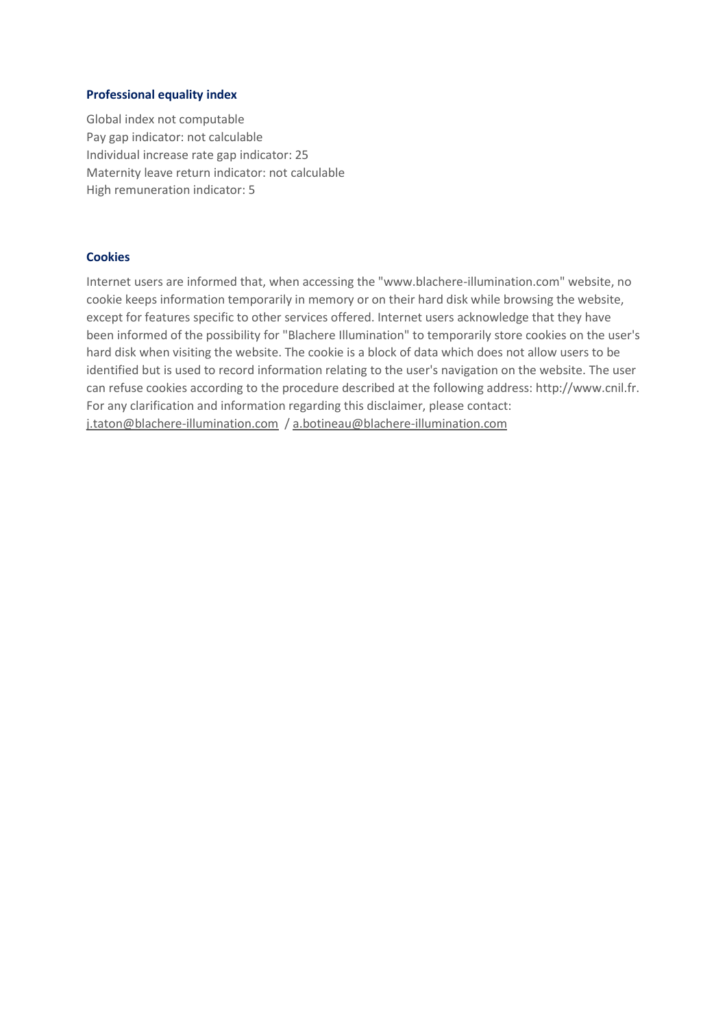### Professional equality index

Global index not computable
Pay gap indicator: not calculable
Individual increase rate gap indicator: 25
Maternity leave return indicator: not calculable
High remuneration indicator: 5

### Cookies

Internet users are informed that, when accessing the "www.blachere-illumination.com" website, no cookie keeps information temporarily in memory or on their hard disk while browsing the website, except for features specific to other services offered. Internet users acknowledge that they have been informed of the possibility for "Blachere Illumination" to temporarily store cookies on the user's hard disk when visiting the website. The cookie is a block of data which does not allow users to be identified but is used to record information relating to the user's navigation on the website. The user can refuse cookies according to the procedure described at the following address: http://www.cnil.fr. For any clarification and information regarding this disclaimer, please contact: j.taton@blachere-illumination.com / a.botineau@blachere-illumination.com